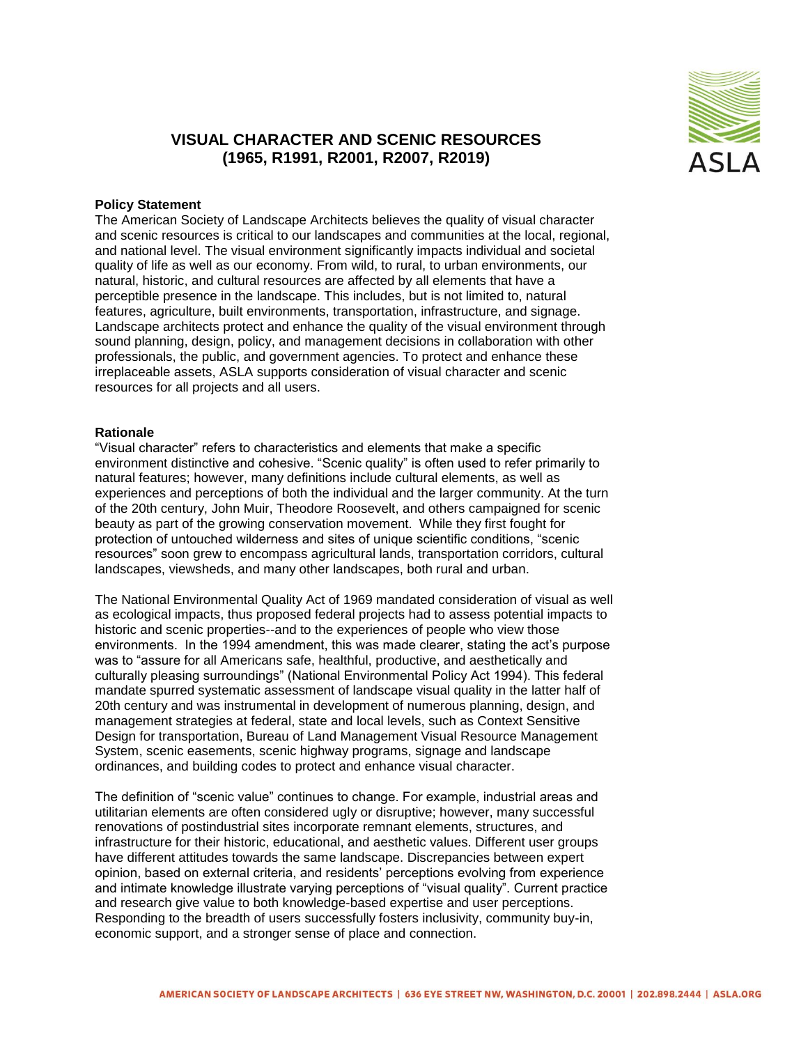# VISUAL CHARACTER AND SCENIC RESOURCES (1965, R1991, R2001, R2007, R2019)

**Policy Statement**

The American Society of Landscape Architects believes the quality of visual character and scenic resources is critical to our landscapes and communities at the local, regional, and national level. The visual environment significantly impacts individual and societal quality of life as well as our economy. From wild, to rural, to urban environments, our natural, historic, and cultural resources are affected by all elements that have a perceptible presence in the landscape. This includes, but is not limited to, natural features, agriculture, built environments, transportation, infrastructure, and signage. Landscape architects protect and enhance the quality of the visual environment through sound planning, design, policy, and management decisions in collaboration with other professionals, the public, and government agencies. To protect and enhance these irreplaceable assets, ASLA supports consideration of visual character and scenic resources for all projects and all users.

**Rationale**

"Visual character" refers to characteristics and elements that make a specific environment distinctive and cohesive. "Scenic quality" is often used to refer primarily to natural features; however, many definitions include cultural elements, as well as experiences and perceptions of both the individual and the larger community. At the turn of the 20th century, John Muir, Theodore Roosevelt, and others campaigned for scenic beauty as part of the growing conservation movement. While they first fought for protection of untouched wilderness and sites of unique scientific conditions, "scenic resources" soon grew to encompass agricultural lands, transportation corridors, cultural landscapes, viewsheds, and many other landscapes, both rural and urban.

The National Environmental Quality Act of 1969 mandated consideration of visual as well as ecological impacts, thus proposed federal projects had to assess potential impacts to historic and scenic properties--and to the experiences of people who view those environments. In the 1994 amendment, this was made clearer, stating the act's purpose was to "assure for all Americans safe, healthful, productive, and aesthetically and culturally pleasing surroundings" (National Environmental Policy Act 1994). This federal mandate spurred systematic assessment of landscape visual quality in the latter half of 20th century and was instrumental in development of numerous planning, design, and management strategies at federal, state and local levels, such as Context Sensitive Design for transportation, Bureau of Land Management Visual Resource Management System, scenic easements, scenic highway programs, signage and landscape ordinances, and building codes to protect and enhance visual character.

The definition of "scenic value" continues to change. For example, industrial areas and utilitarian elements are often considered ugly or disruptive; however, many successful renovations of postindustrial sites incorporate remnant elements, structures, and infrastructure for their historic, educational, and aesthetic values. Different user groups have different attitudes towards the same landscape. Discrepancies between expert opinion, based on external criteria, and residents' perceptions evolving from experience and intimate knowledge illustrate varying perceptions of "visual quality". Current practice and research give value to both knowledge-based expertise and user perceptions. Responding to the breadth of users successfully fosters inclusivity, community buy-in, economic support, and a stronger sense of place and connection.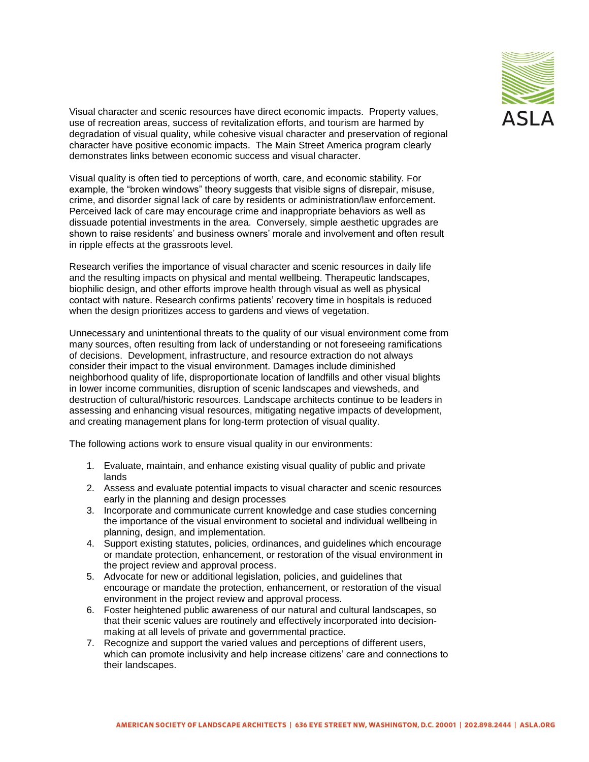Visual character and scenic resources have direct economic impacts. Property values, use of recreation areas, success of revitalization efforts, and tourism are harmed by degradation of visual quality, while cohesive visual character and preservation of regional character have positive economic impacts. The Main Street America program clearly demonstrates links between economic success and visual character.

Visual quality is often tied to perceptions of worth, care, and economic stability. For example, the "broken windows" theory suggests that visible signs of disrepair, misuse, crime, and disorder signal lack of care by residents or administration/law enforcement. Perceived lack of care may encourage crime and inappropriate behaviors as well as dissuade potential investments in the area. Conversely, simple aesthetic upgrades are shown to raise residents' and business owners' morale and involvement and often result in ripple effects at the grassroots level.

Research verifies the importance of visual character and scenic resources in daily life and the resulting impacts on physical and mental wellbeing. Therapeutic landscapes, biophilic design, and other efforts improve health through visual as well as physical contact with nature. Research confirms patients' recovery time in hospitals is reduced when the design prioritizes access to gardens and views of vegetation.

Unnecessary and unintentional threats to the quality of our visual environment come from many sources, often resulting from lack of understanding or not foreseeing ramifications of decisions. Development, infrastructure, and resource extraction do not always consider their impact to the visual environment. Damages include diminished neighborhood quality of life, disproportionate location of landfills and other visual blights in lower income communities, disruption of scenic landscapes and viewsheds, and destruction of cultural/historic resources. Landscape architects continue to be leaders in assessing and enhancing visual resources, mitigating negative impacts of development, and creating management plans for long-term protection of visual quality.

The following actions work to ensure visual quality in our environments:

1. Evaluate, maintain, and enhance existing visual quality of public and private lands
2. Assess and evaluate potential impacts to visual character and scenic resources early in the planning and design processes
3. Incorporate and communicate current knowledge and case studies concerning the importance of the visual environment to societal and individual wellbeing in planning, design, and implementation.
4. Support existing statutes, policies, ordinances, and guidelines which encourage or mandate protection, enhancement, or restoration of the visual environment in the project review and approval process.
5. Advocate for new or additional legislation, policies, and guidelines that encourage or mandate the protection, enhancement, or restoration of the visual environment in the project review and approval process.
6. Foster heightened public awareness of our natural and cultural landscapes, so that their scenic values are routinely and effectively incorporated into decision-making at all levels of private and governmental practice.
7. Recognize and support the varied values and perceptions of different users, which can promote inclusivity and help increase citizens' care and connections to their landscapes.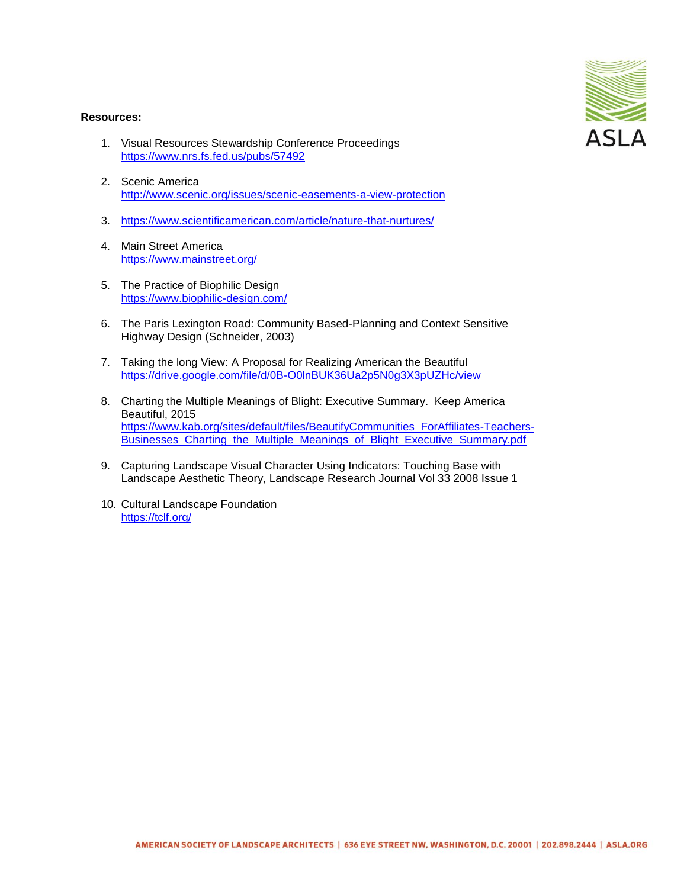**Resources:**

1. Visual Resources Stewardship Conference Proceedings
   https://www.nrs.fs.fed.us/pubs/57492

2. Scenic America
   http://www.scenic.org/issues/scenic-easements-a-view-protection

3. https://www.scientificamerican.com/article/nature-that-nurtures/

4. Main Street America
   https://www.mainstreet.org/

5. The Practice of Biophilic Design
   https://www.biophilic-design.com/

6. The Paris Lexington Road: Community Based-Planning and Context Sensitive Highway Design (Schneider, 2003)

7. Taking the long View: A Proposal for Realizing American the Beautiful
   https://drive.google.com/file/d/0B-O0lnBUK36Ua2p5N0g3X3pUZHc/view

8. Charting the Multiple Meanings of Blight: Executive Summary. Keep America Beautiful, 2015
   https://www.kab.org/sites/default/files/BeautifyCommunities_ForAffiliates-Teachers-Businesses_Charting_the_Multiple_Meanings_of_Blight_Executive_Summary.pdf

9. Capturing Landscape Visual Character Using Indicators: Touching Base with Landscape Aesthetic Theory, Landscape Research Journal Vol 33 2008 Issue 1

10. Cultural Landscape Foundation
    https://tclf.org/